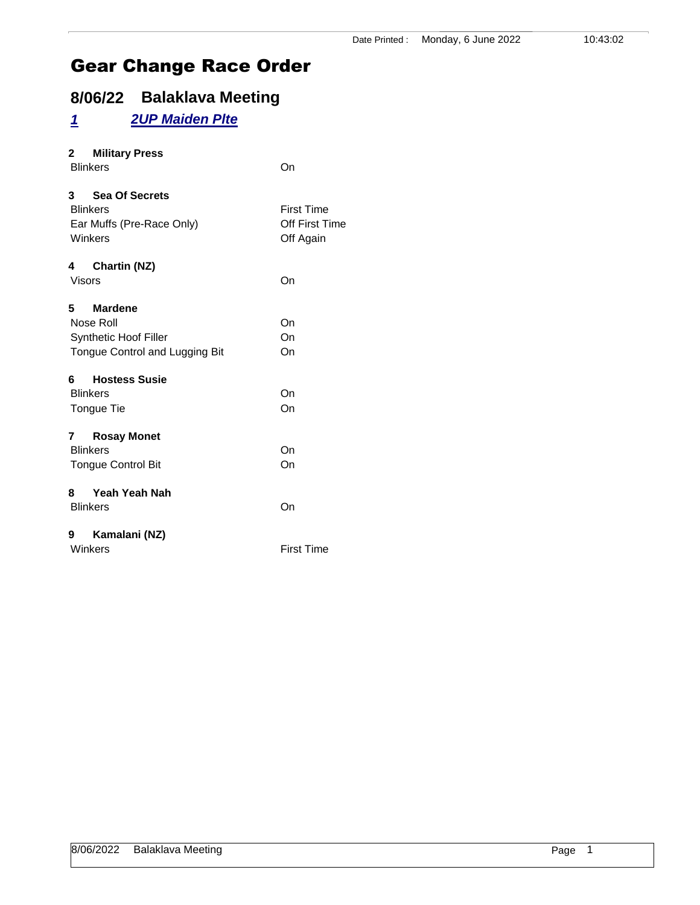Date Printed : Monday, 6 June 2022 10:43:02

# Gear Change Race Order

## 8/06/22 Balaklava Meeting

### ***1*** ***2UP Maiden Plte***

**2 Military Press**

| | |
|---|---|
| Blinkers | On |

**3 Sea Of Secrets**

| | |
|---|---|
| Blinkers | First Time |
| Ear Muffs (Pre-Race Only) | Off First Time |
| Winkers | Off Again |

**4 Chartin (NZ)**

| | |
|---|---|
| Visors | On |

**5 Mardene**

| | |
|---|---|
| Nose Roll | On |
| Synthetic Hoof Filler | On |
| Tongue Control and Lugging Bit | On |

**6 Hostess Susie**

| | |
|---|---|
| Blinkers | On |
| Tongue Tie | On |

**7 Rosay Monet**

| | |
|---|---|
| Blinkers | On |
| Tongue Control Bit | On |

**8 Yeah Yeah Nah**

| | |
|---|---|
| Blinkers | On |

**9 Kamalani (NZ)**

| | |
|---|---|
| Winkers | First Time |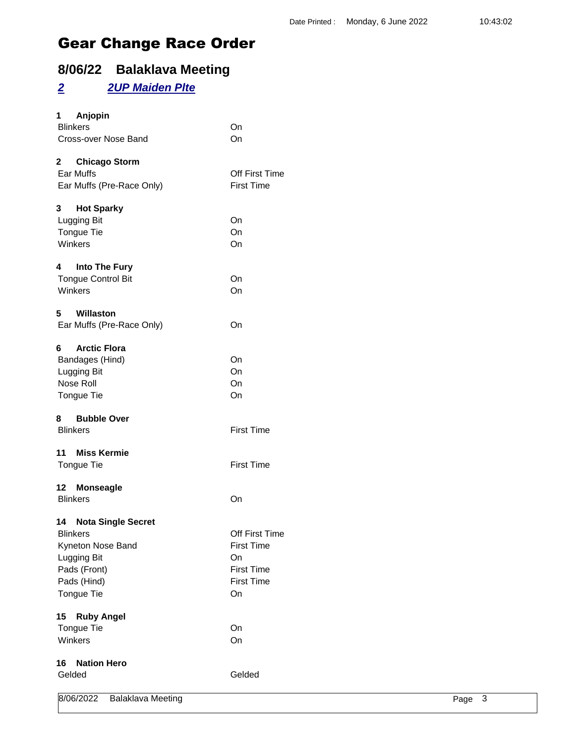Date Printed : Monday, 6 June 2022 10:43:02

# Gear Change Race Order

## 8/06/22 Balaklava Meeting

### *2* *2UP Maiden Plte*

**1 Anjopin**

| | |
|---|---|
| Blinkers | On |
| Cross-over Nose Band | On |

**2 Chicago Storm**

| | |
|---|---|
| Ear Muffs | Off First Time |
| Ear Muffs (Pre-Race Only) | First Time |

**3 Hot Sparky**

| | |
|---|---|
| Lugging Bit | On |
| Tongue Tie | On |
| Winkers | On |

**4 Into The Fury**

| | |
|---|---|
| Tongue Control Bit | On |
| Winkers | On |

**5 Willaston**

| | |
|---|---|
| Ear Muffs (Pre-Race Only) | On |

**6 Arctic Flora**

| | |
|---|---|
| Bandages (Hind) | On |
| Lugging Bit | On |
| Nose Roll | On |
| Tongue Tie | On |

**8 Bubble Over**

| | |
|---|---|
| Blinkers | First Time |

**11 Miss Kermie**

| | |
|---|---|
| Tongue Tie | First Time |

**12 Monseagle**

| | |
|---|---|
| Blinkers | On |

**14 Nota Single Secret**

| | |
|---|---|
| Blinkers | Off First Time |
| Kyneton Nose Band | First Time |
| Lugging Bit | On |
| Pads (Front) | First Time |
| Pads (Hind) | First Time |
| Tongue Tie | On |

**15 Ruby Angel**

| | |
|---|---|
| Tongue Tie | On |
| Winkers | On |

**16 Nation Hero**

| | |
|---|---|
| Gelded | Gelded |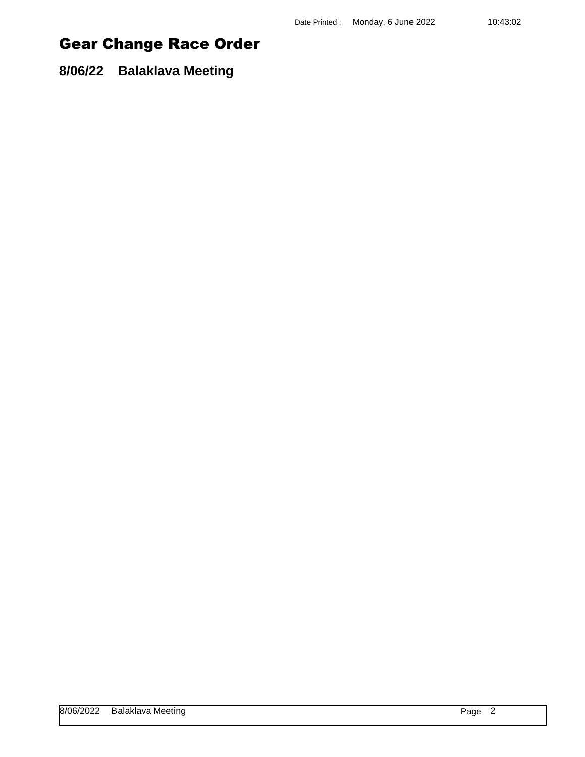# Gear Change Race Order

## 8/06/22 Balaklava Meeting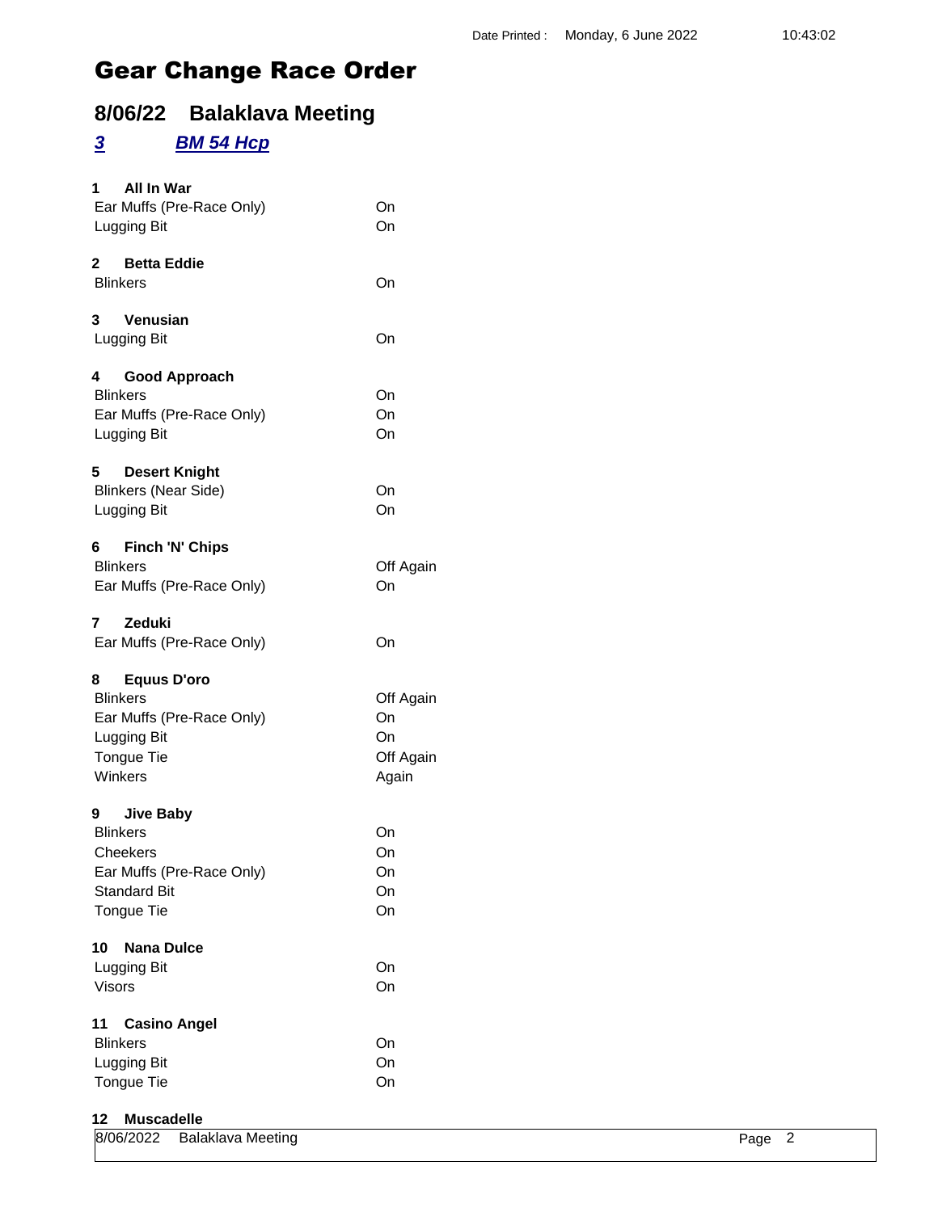# Gear Change Race Order

## 8/06/22 Balaklava Meeting

### *3* *BM 54 Hcp*

**1 All In War**

| | |
|---|---|
| Ear Muffs (Pre-Race Only) | On |
| Lugging Bit | On |

**2 Betta Eddie**

| | |
|---|---|
| Blinkers | On |

**3 Venusian**

| | |
|---|---|
| Lugging Bit | On |

**4 Good Approach**

| | |
|---|---|
| Blinkers | On |
| Ear Muffs (Pre-Race Only) | On |
| Lugging Bit | On |

**5 Desert Knight**

| | |
|---|---|
| Blinkers (Near Side) | On |
| Lugging Bit | On |

**6 Finch 'N' Chips**

| | |
|---|---|
| Blinkers | Off Again |
| Ear Muffs (Pre-Race Only) | On |

**7 Zeduki**

| | |
|---|---|
| Ear Muffs (Pre-Race Only) | On |

**8 Equus D'oro**

| | |
|---|---|
| Blinkers | Off Again |
| Ear Muffs (Pre-Race Only) | On |
| Lugging Bit | On |
| Tongue Tie | Off Again |
| Winkers | Again |

**9 Jive Baby**

| | |
|---|---|
| Blinkers | On |
| Cheekers | On |
| Ear Muffs (Pre-Race Only) | On |
| Standard Bit | On |
| Tongue Tie | On |

**10 Nana Dulce**

| | |
|---|---|
| Lugging Bit | On |
| Visors | On |

**11 Casino Angel**

| | |
|---|---|
| Blinkers | On |
| Lugging Bit | On |
| Tongue Tie | On |

**12 Muscadelle**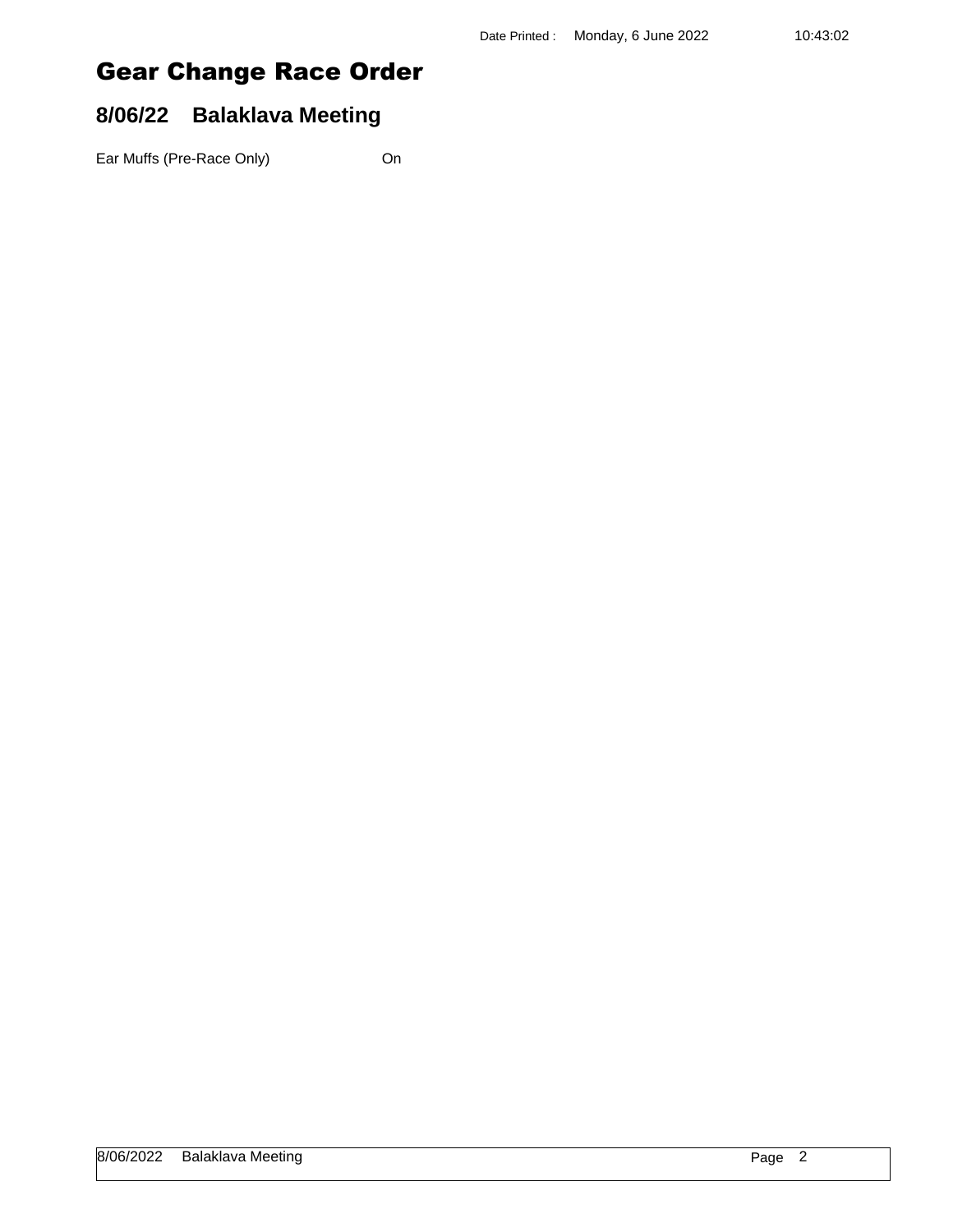# Gear Change Race Order

## 8/06/22 Balaklava Meeting

Ear Muffs (Pre-Race Only) On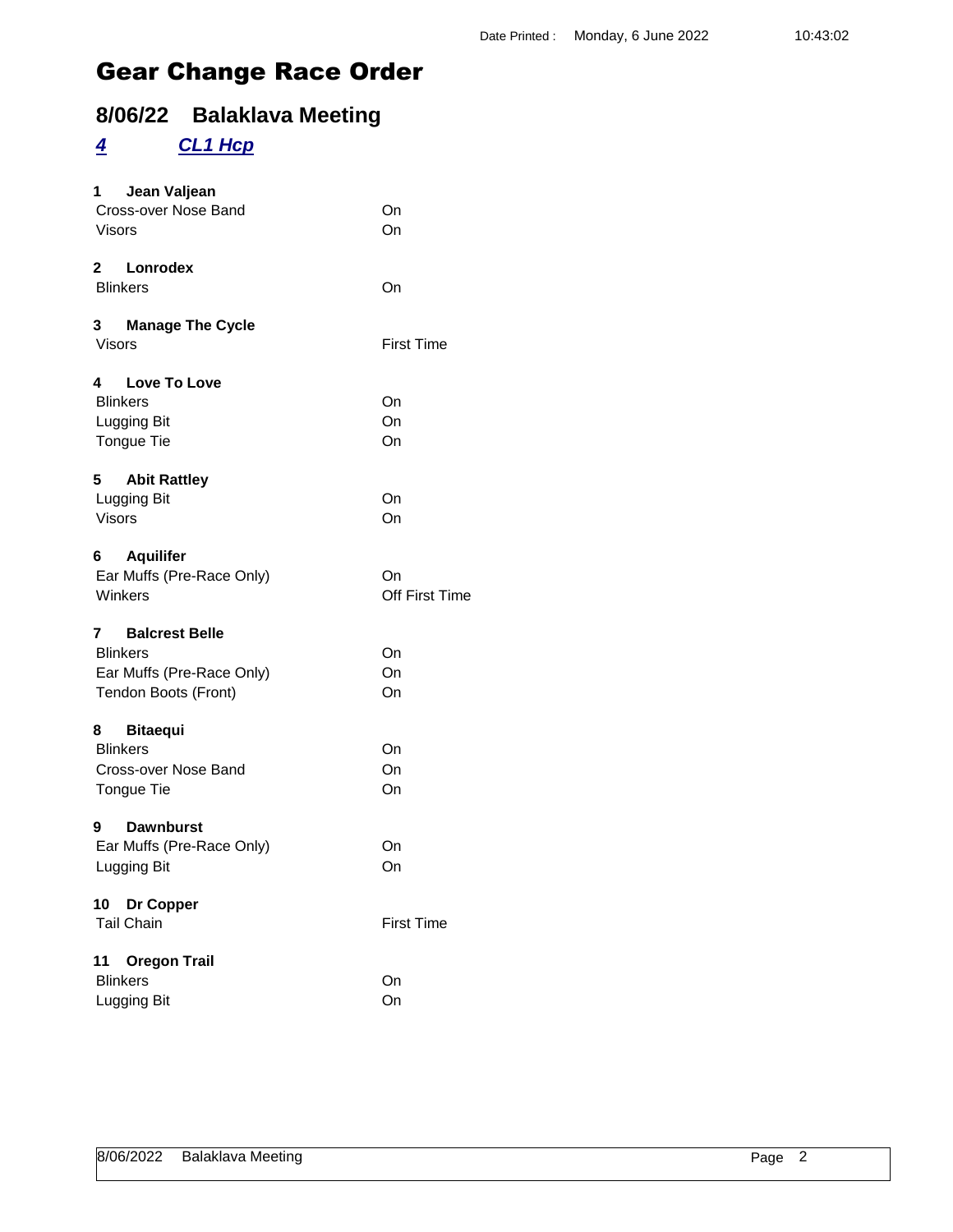Date Printed : Monday, 6 June 2022 10:43:02

# Gear Change Race Order

## 8/06/22 Balaklava Meeting

### *4* *CL1 Hcp*

**1 Jean Valjean**

| | |
|---|---|
| Cross-over Nose Band | On |
| Visors | On |

**2 Lonrodex**

| | |
|---|---|
| Blinkers | On |

**3 Manage The Cycle**

| | |
|---|---|
| Visors | First Time |

**4 Love To Love**

| | |
|---|---|
| Blinkers | On |
| Lugging Bit | On |
| Tongue Tie | On |

**5 Abit Rattley**

| | |
|---|---|
| Lugging Bit | On |
| Visors | On |

**6 Aquilifer**

| | |
|---|---|
| Ear Muffs (Pre-Race Only) | On |
| Winkers | Off First Time |

**7 Balcrest Belle**

| | |
|---|---|
| Blinkers | On |
| Ear Muffs (Pre-Race Only) | On |
| Tendon Boots (Front) | On |

**8 Bitaequi**

| | |
|---|---|
| Blinkers | On |
| Cross-over Nose Band | On |
| Tongue Tie | On |

**9 Dawnburst**

| | |
|---|---|
| Ear Muffs (Pre-Race Only) | On |
| Lugging Bit | On |

**10 Dr Copper**

| | |
|---|---|
| Tail Chain | First Time |

**11 Oregon Trail**

| | |
|---|---|
| Blinkers | On |
| Lugging Bit | On |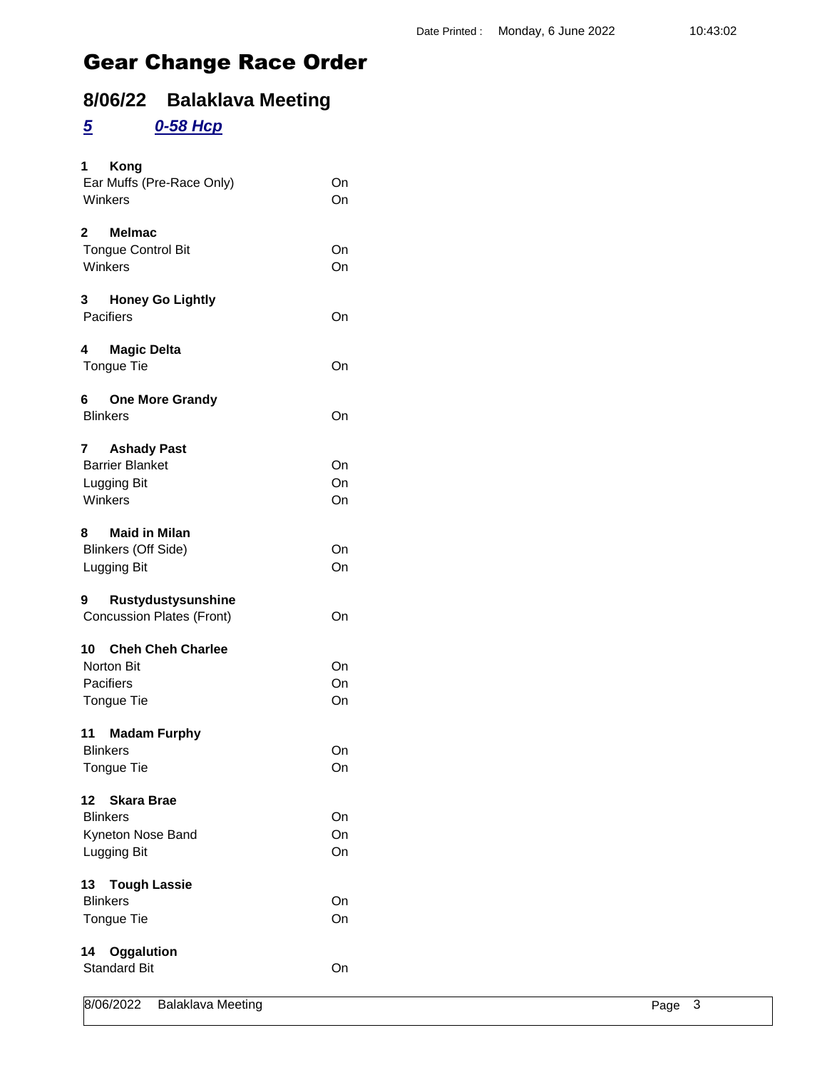Date Printed : Monday, 6 June 2022 10:43:02

# Gear Change Race Order

## 8/06/22 Balaklava Meeting

### *5* *0-58 Hcp*

**1 Kong**

| | |
|---|---|
| Ear Muffs (Pre-Race Only) | On |
| Winkers | On |

**2 Melmac**

| | |
|---|---|
| Tongue Control Bit | On |
| Winkers | On |

**3 Honey Go Lightly**

| | |
|---|---|
| Pacifiers | On |

**4 Magic Delta**

| | |
|---|---|
| Tongue Tie | On |

**6 One More Grandy**

| | |
|---|---|
| Blinkers | On |

**7 Ashady Past**

| | |
|---|---|
| Barrier Blanket | On |
| Lugging Bit | On |
| Winkers | On |

**8 Maid in Milan**

| | |
|---|---|
| Blinkers (Off Side) | On |
| Lugging Bit | On |

**9 Rustydustysunshine**

| | |
|---|---|
| Concussion Plates (Front) | On |

**10 Cheh Cheh Charlee**

| | |
|---|---|
| Norton Bit | On |
| Pacifiers | On |
| Tongue Tie | On |

**11 Madam Furphy**

| | |
|---|---|
| Blinkers | On |
| Tongue Tie | On |

**12 Skara Brae**

| | |
|---|---|
| Blinkers | On |
| Kyneton Nose Band | On |
| Lugging Bit | On |

**13 Tough Lassie**

| | |
|---|---|
| Blinkers | On |
| Tongue Tie | On |

**14 Oggalution**

| | |
|---|---|
| Standard Bit | On |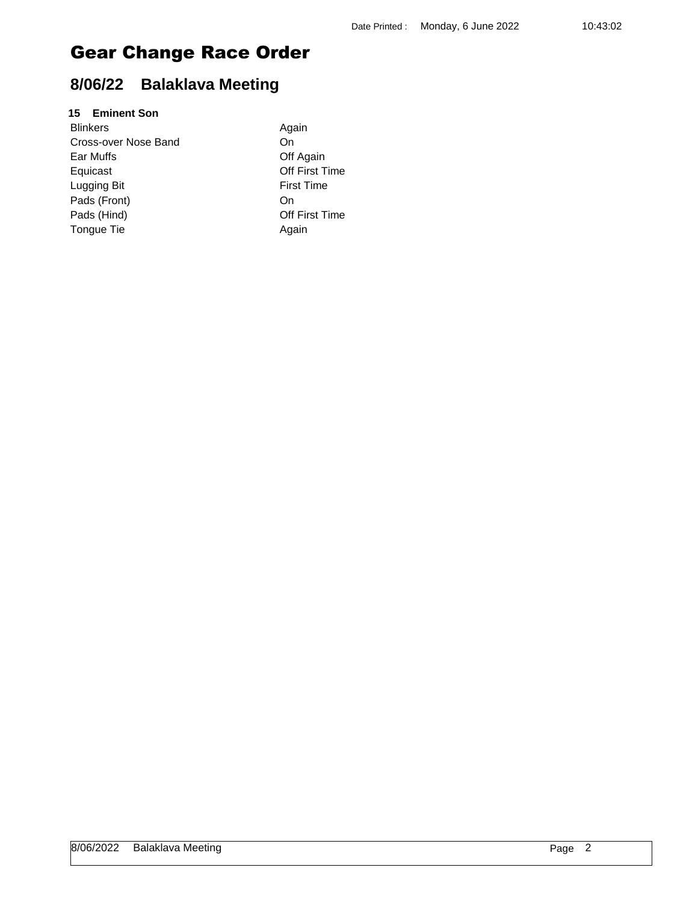# Gear Change Race Order

## 8/06/22 Balaklava Meeting

**15 Eminent Son**

| | |
|---|---|
| Blinkers | Again |
| Cross-over Nose Band | On |
| Ear Muffs | Off Again |
| Equicast | Off First Time |
| Lugging Bit | First Time |
| Pads (Front) | On |
| Pads (Hind) | Off First Time |
| Tongue Tie | Again |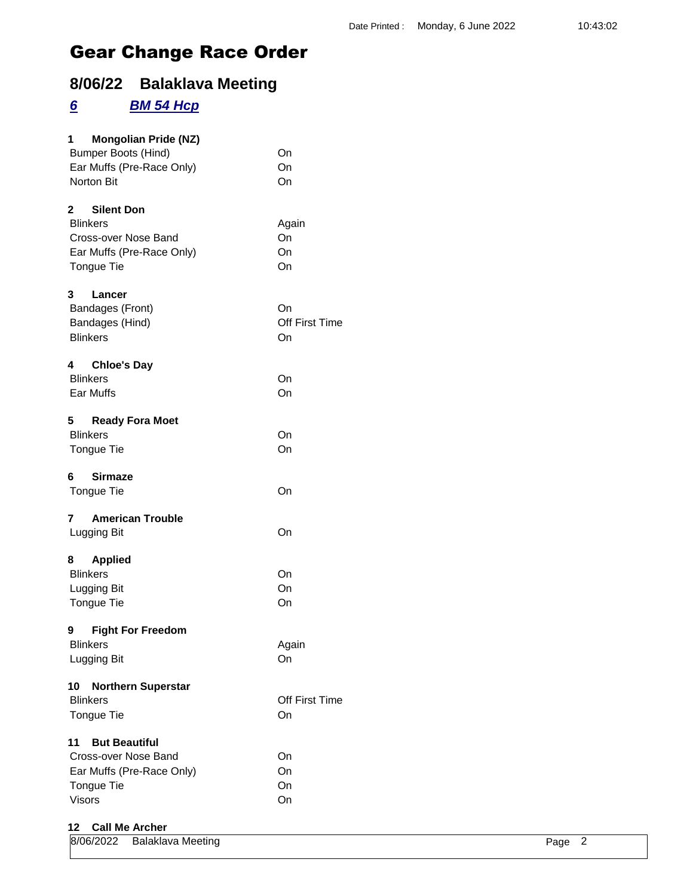Date Printed : Monday, 6 June 2022 10:43:02

# Gear Change Race Order

## 8/06/22 Balaklava Meeting

### *6* *BM 54 Hcp*

**1 Mongolian Pride (NZ)**

| | |
|---|---|
| Bumper Boots (Hind) | On |
| Ear Muffs (Pre-Race Only) | On |
| Norton Bit | On |

**2 Silent Don**

| | |
|---|---|
| Blinkers | Again |
| Cross-over Nose Band | On |
| Ear Muffs (Pre-Race Only) | On |
| Tongue Tie | On |

**3 Lancer**

| | |
|---|---|
| Bandages (Front) | On |
| Bandages (Hind) | Off First Time |
| Blinkers | On |

**4 Chloe's Day**

| | |
|---|---|
| Blinkers | On |
| Ear Muffs | On |

**5 Ready Fora Moet**

| | |
|---|---|
| Blinkers | On |
| Tongue Tie | On |

**6 Sirmaze**

| | |
|---|---|
| Tongue Tie | On |

**7 American Trouble**

| | |
|---|---|
| Lugging Bit | On |

**8 Applied**

| | |
|---|---|
| Blinkers | On |
| Lugging Bit | On |
| Tongue Tie | On |

**9 Fight For Freedom**

| | |
|---|---|
| Blinkers | Again |
| Lugging Bit | On |

**10 Northern Superstar**

| | |
|---|---|
| Blinkers | Off First Time |
| Tongue Tie | On |

**11 But Beautiful**

| | |
|---|---|
| Cross-over Nose Band | On |
| Ear Muffs (Pre-Race Only) | On |
| Tongue Tie | On |
| Visors | On |

**12 Call Me Archer**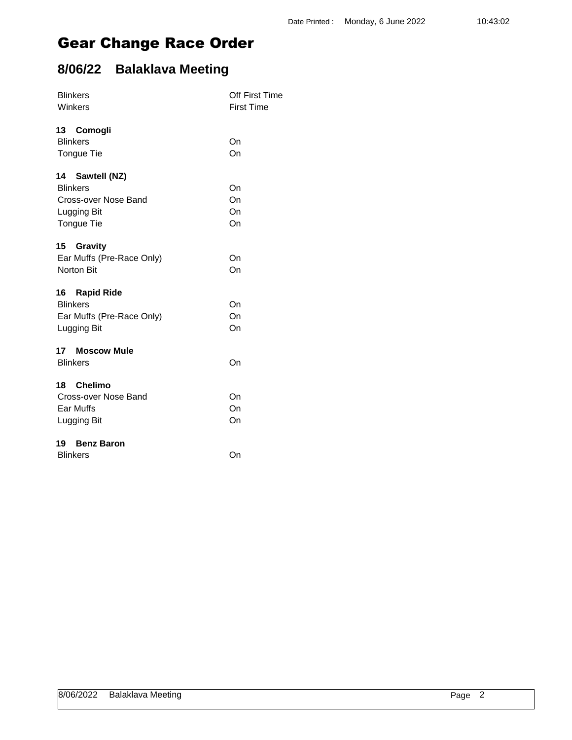# Gear Change Race Order

## 8/06/22 Balaklava Meeting

| | |
|---|---|
| Blinkers | Off First Time |
| Winkers | First Time |

**13 Comogli**

| | |
|---|---|
| Blinkers | On |
| Tongue Tie | On |

**14 Sawtell (NZ)**

| | |
|---|---|
| Blinkers | On |
| Cross-over Nose Band | On |
| Lugging Bit | On |
| Tongue Tie | On |

**15 Gravity**

| | |
|---|---|
| Ear Muffs (Pre-Race Only) | On |
| Norton Bit | On |

**16 Rapid Ride**

| | |
|---|---|
| Blinkers | On |
| Ear Muffs (Pre-Race Only) | On |
| Lugging Bit | On |

**17 Moscow Mule**

| | |
|---|---|
| Blinkers | On |

**18 Chelimo**

| | |
|---|---|
| Cross-over Nose Band | On |
| Ear Muffs | On |
| Lugging Bit | On |

**19 Benz Baron**

| | |
|---|---|
| Blinkers | On |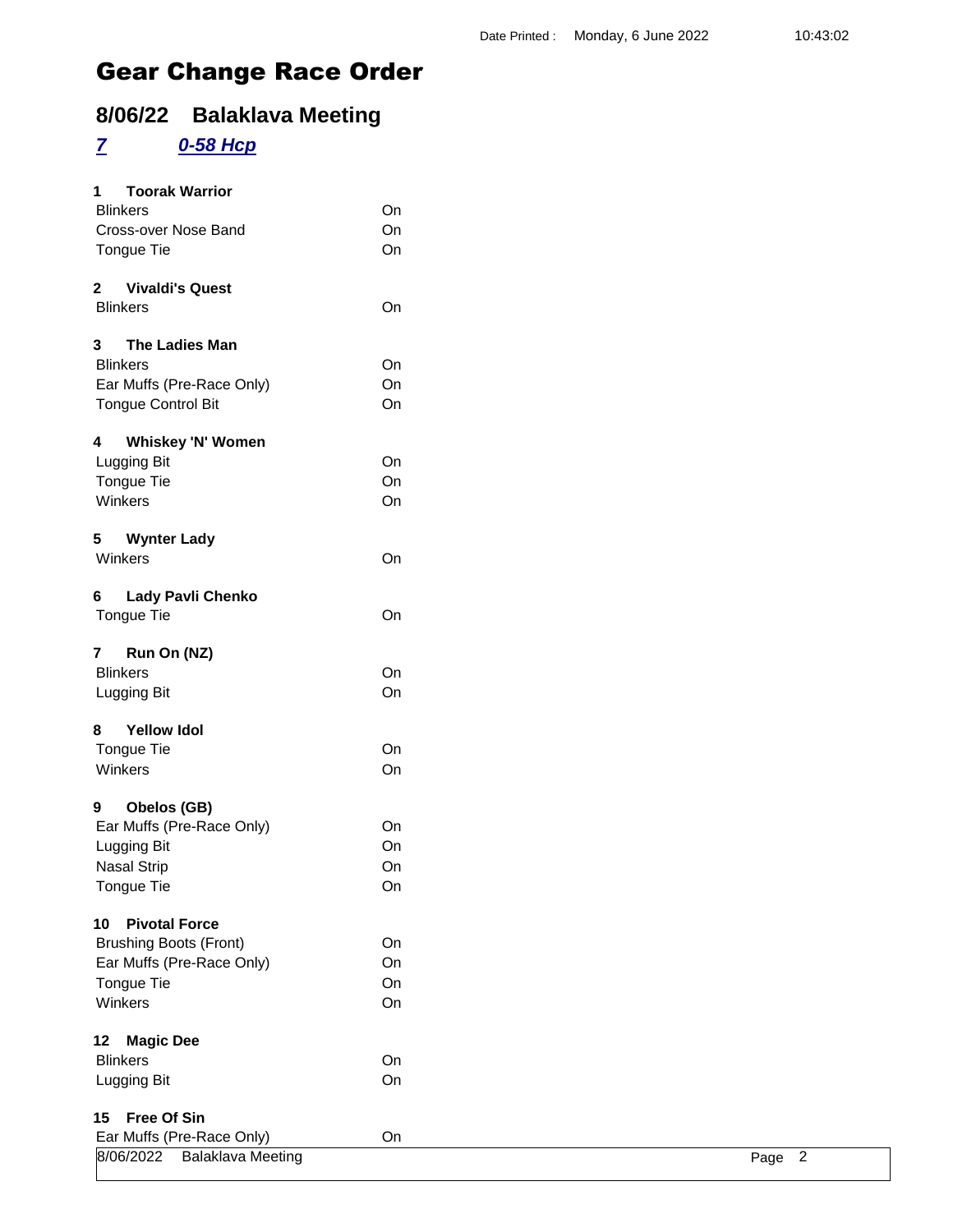# Gear Change Race Order

## 8/06/22 Balaklava Meeting

### *7* *0-58 Hcp*

**1 Toorak Warrior**

| | |
|---|---|
| Blinkers | On |
| Cross-over Nose Band | On |
| Tongue Tie | On |

**2 Vivaldi's Quest**

| | |
|---|---|
| Blinkers | On |

**3 The Ladies Man**

| | |
|---|---|
| Blinkers | On |
| Ear Muffs (Pre-Race Only) | On |
| Tongue Control Bit | On |

**4 Whiskey 'N' Women**

| | |
|---|---|
| Lugging Bit | On |
| Tongue Tie | On |
| Winkers | On |

**5 Wynter Lady**

| | |
|---|---|
| Winkers | On |

**6 Lady Pavli Chenko**

| | |
|---|---|
| Tongue Tie | On |

**7 Run On (NZ)**

| | |
|---|---|
| Blinkers | On |
| Lugging Bit | On |

**8 Yellow Idol**

| | |
|---|---|
| Tongue Tie | On |
| Winkers | On |

**9 Obelos (GB)**

| | |
|---|---|
| Ear Muffs (Pre-Race Only) | On |
| Lugging Bit | On |
| Nasal Strip | On |
| Tongue Tie | On |

**10 Pivotal Force**

| | |
|---|---|
| Brushing Boots (Front) | On |
| Ear Muffs (Pre-Race Only) | On |
| Tongue Tie | On |
| Winkers | On |

**12 Magic Dee**

| | |
|---|---|
| Blinkers | On |
| Lugging Bit | On |

**15 Free Of Sin**

| | |
|---|---|
| Ear Muffs (Pre-Race Only) | On |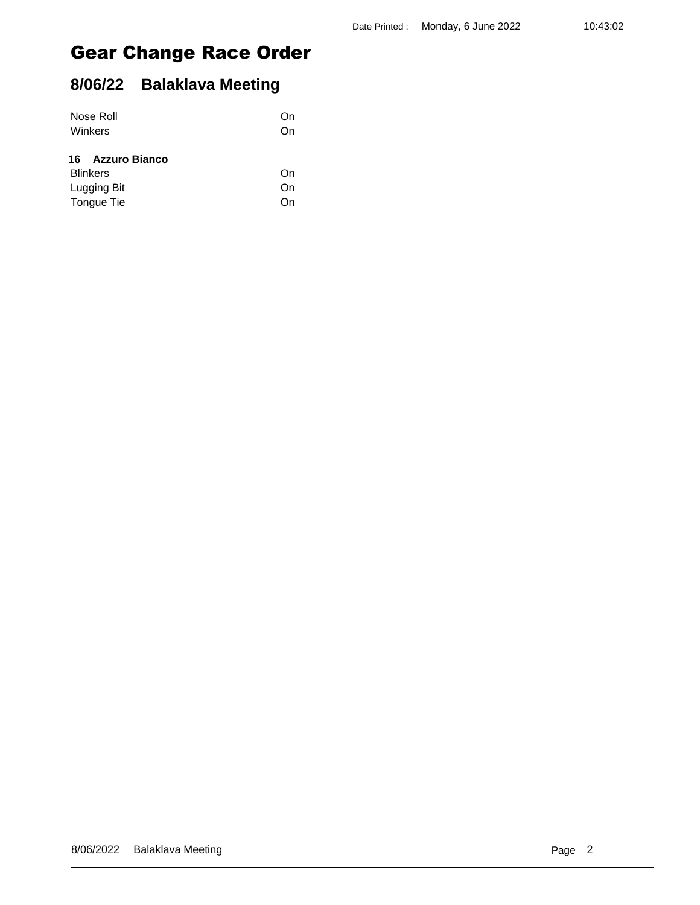# Gear Change Race Order

## 8/06/22 Balaklava Meeting

| | |
|---|---|
| Nose Roll | On |
| Winkers | On |

**16 Azzuro Bianco**

| | |
|---|---|
| Blinkers | On |
| Lugging Bit | On |
| Tongue Tie | On |